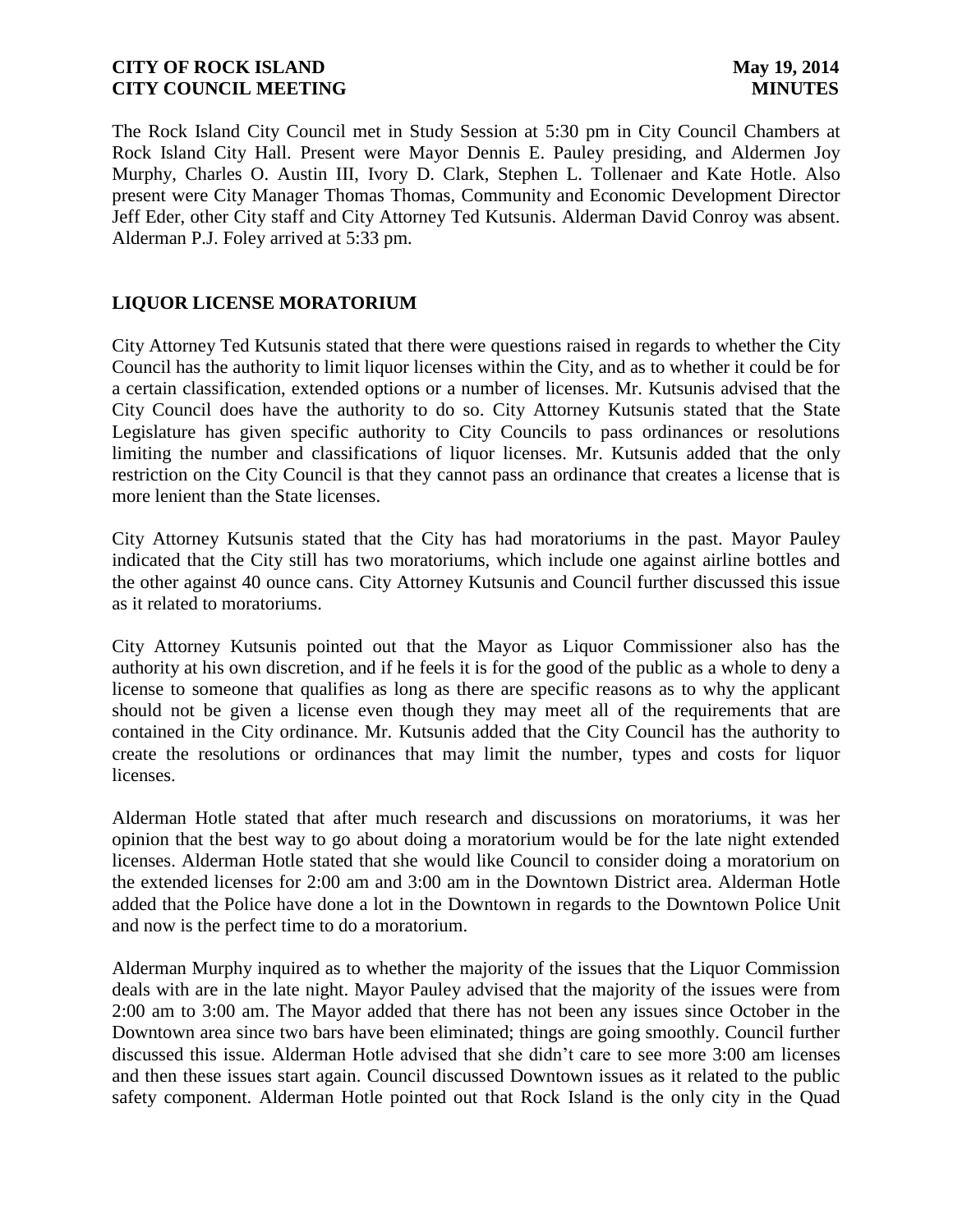The Rock Island City Council met in Study Session at 5:30 pm in City Council Chambers at Rock Island City Hall. Present were Mayor Dennis E. Pauley presiding, and Aldermen Joy Murphy, Charles O. Austin III, Ivory D. Clark, Stephen L. Tollenaer and Kate Hotle. Also present were City Manager Thomas Thomas, Community and Economic Development Director Jeff Eder, other City staff and City Attorney Ted Kutsunis. Alderman David Conroy was absent. Alderman P.J. Foley arrived at 5:33 pm.

## LIQUOR LICENSE MORATORIUM

City Attorney Ted Kutsunis stated that there were questions raised in regards to whether the City Council has the authority to limit liquor licenses within the City, and as to whether it could be for a certain classification, extended options or a number of licenses. Mr. Kutsunis advised that the City Council does have the authority to do so. City Attorney Kutsunis stated that the State Legislature has given specific authority to City Councils to pass ordinances or resolutions limiting the number and classifications of liquor licenses. Mr. Kutsunis added that the only restriction on the City Council is that they cannot pass an ordinance that creates a license that is more lenient than the State licenses.

City Attorney Kutsunis stated that the City has had moratoriums in the past. Mayor Pauley indicated that the City still has two moratoriums, which include one against airline bottles and the other against 40 ounce cans. City Attorney Kutsunis and Council further discussed this issue as it related to moratoriums.

City Attorney Kutsunis pointed out that the Mayor as Liquor Commissioner also has the authority at his own discretion, and if he feels it is for the good of the public as a whole to deny a license to someone that qualifies as long as there are specific reasons as to why the applicant should not be given a license even though they may meet all of the requirements that are contained in the City ordinance. Mr. Kutsunis added that the City Council has the authority to create the resolutions or ordinances that may limit the number, types and costs for liquor licenses.

Alderman Hotle stated that after much research and discussions on moratoriums, it was her opinion that the best way to go about doing a moratorium would be for the late night extended licenses. Alderman Hotle stated that she would like Council to consider doing a moratorium on the extended licenses for 2:00 am and 3:00 am in the Downtown District area. Alderman Hotle added that the Police have done a lot in the Downtown in regards to the Downtown Police Unit and now is the perfect time to do a moratorium.

Alderman Murphy inquired as to whether the majority of the issues that the Liquor Commission deals with are in the late night. Mayor Pauley advised that the majority of the issues were from 2:00 am to 3:00 am. The Mayor added that there has not been any issues since October in the Downtown area since two bars have been eliminated; things are going smoothly. Council further discussed this issue. Alderman Hotle advised that she didn't care to see more 3:00 am licenses and then these issues start again. Council discussed Downtown issues as it related to the public safety component. Alderman Hotle pointed out that Rock Island is the only city in the Quad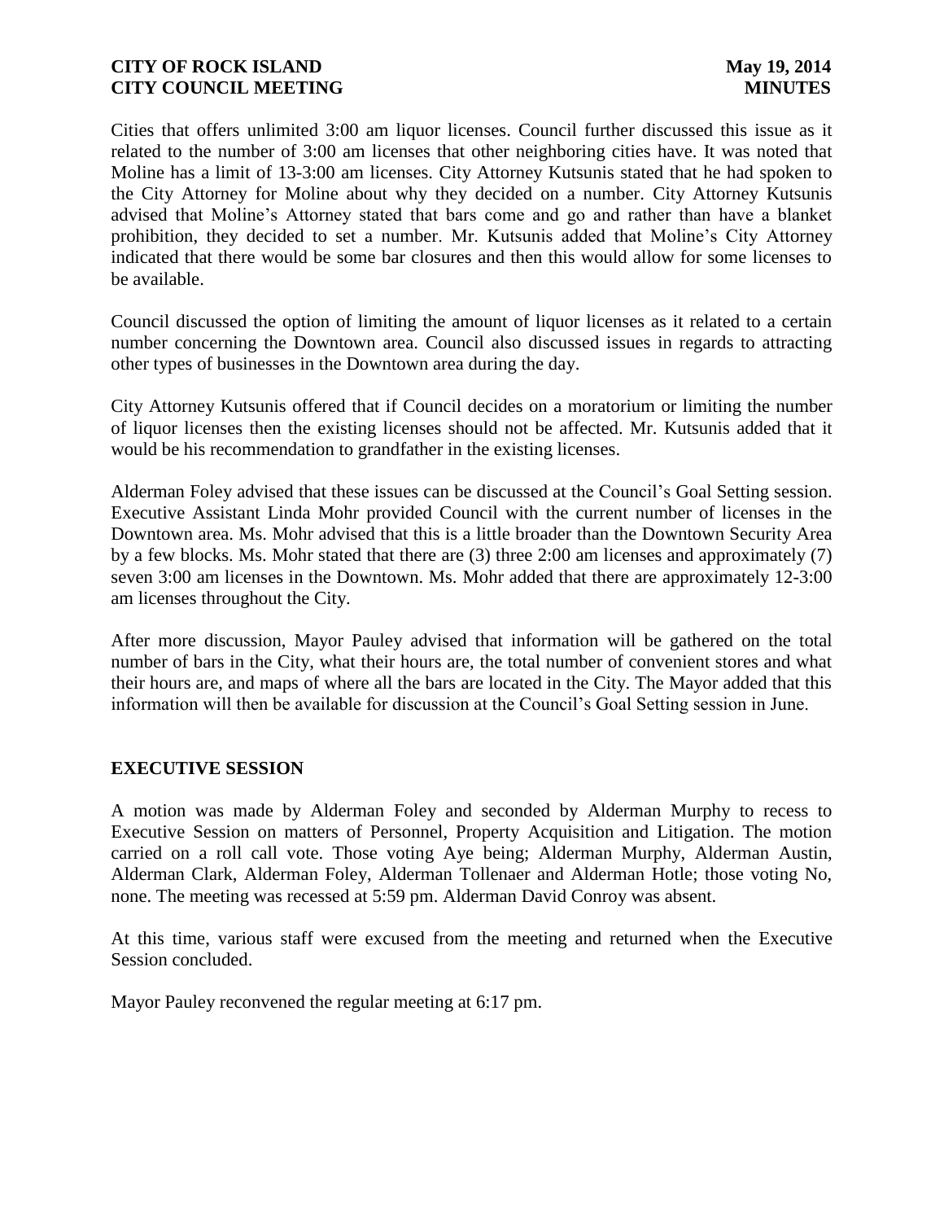Cities that offers unlimited 3:00 am liquor licenses. Council further discussed this issue as it related to the number of 3:00 am licenses that other neighboring cities have. It was noted that Moline has a limit of 13-3:00 am licenses. City Attorney Kutsunis stated that he had spoken to the City Attorney for Moline about why they decided on a number. City Attorney Kutsunis advised that Moline's Attorney stated that bars come and go and rather than have a blanket prohibition, they decided to set a number. Mr. Kutsunis added that Moline's City Attorney indicated that there would be some bar closures and then this would allow for some licenses to be available.

Council discussed the option of limiting the amount of liquor licenses as it related to a certain number concerning the Downtown area. Council also discussed issues in regards to attracting other types of businesses in the Downtown area during the day.

City Attorney Kutsunis offered that if Council decides on a moratorium or limiting the number of liquor licenses then the existing licenses should not be affected. Mr. Kutsunis added that it would be his recommendation to grandfather in the existing licenses.

Alderman Foley advised that these issues can be discussed at the Council's Goal Setting session. Executive Assistant Linda Mohr provided Council with the current number of licenses in the Downtown area. Ms. Mohr advised that this is a little broader than the Downtown Security Area by a few blocks. Ms. Mohr stated that there are (3) three 2:00 am licenses and approximately (7) seven 3:00 am licenses in the Downtown. Ms. Mohr added that there are approximately 12-3:00 am licenses throughout the City.

After more discussion, Mayor Pauley advised that information will be gathered on the total number of bars in the City, what their hours are, the total number of convenient stores and what their hours are, and maps of where all the bars are located in the City. The Mayor added that this information will then be available for discussion at the Council's Goal Setting session in June.

## EXECUTIVE SESSION

A motion was made by Alderman Foley and seconded by Alderman Murphy to recess to Executive Session on matters of Personnel, Property Acquisition and Litigation. The motion carried on a roll call vote. Those voting Aye being; Alderman Murphy, Alderman Austin, Alderman Clark, Alderman Foley, Alderman Tollenaer and Alderman Hotle; those voting No, none. The meeting was recessed at 5:59 pm. Alderman David Conroy was absent.

At this time, various staff were excused from the meeting and returned when the Executive Session concluded.

Mayor Pauley reconvened the regular meeting at 6:17 pm.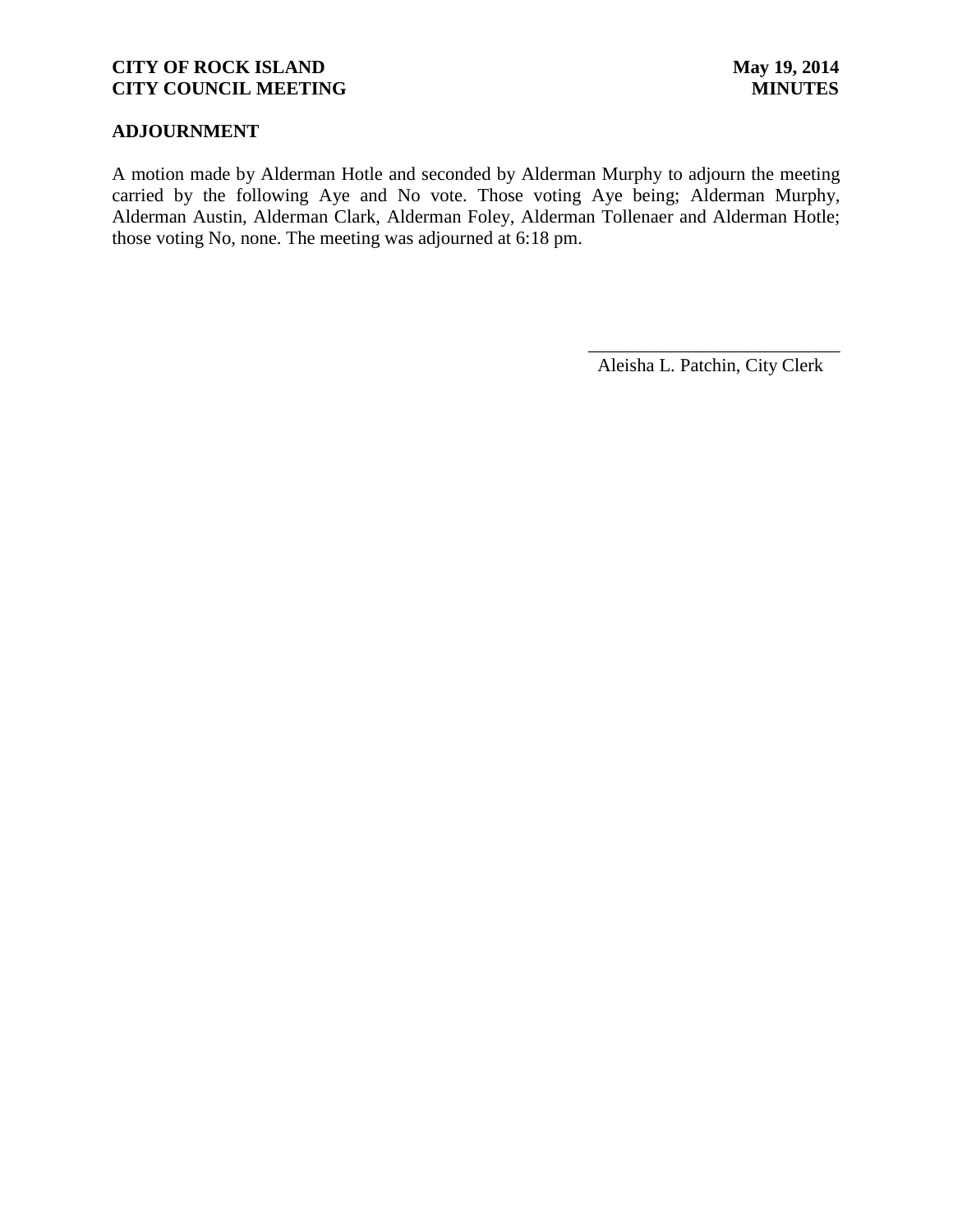## ADJOURNMENT

A motion made by Alderman Hotle and seconded by Alderman Murphy to adjourn the meeting carried by the following Aye and No vote. Those voting Aye being; Alderman Murphy, Alderman Austin, Alderman Clark, Alderman Foley, Alderman Tollenaer and Alderman Hotle; those voting No, none. The meeting was adjourned at 6:18 pm.

\_\_\_\_\_\_\_\_\_\_\_\_\_\_\_\_\_\_\_\_\_\_\_\_\_\_\_\_

Aleisha L. Patchin, City Clerk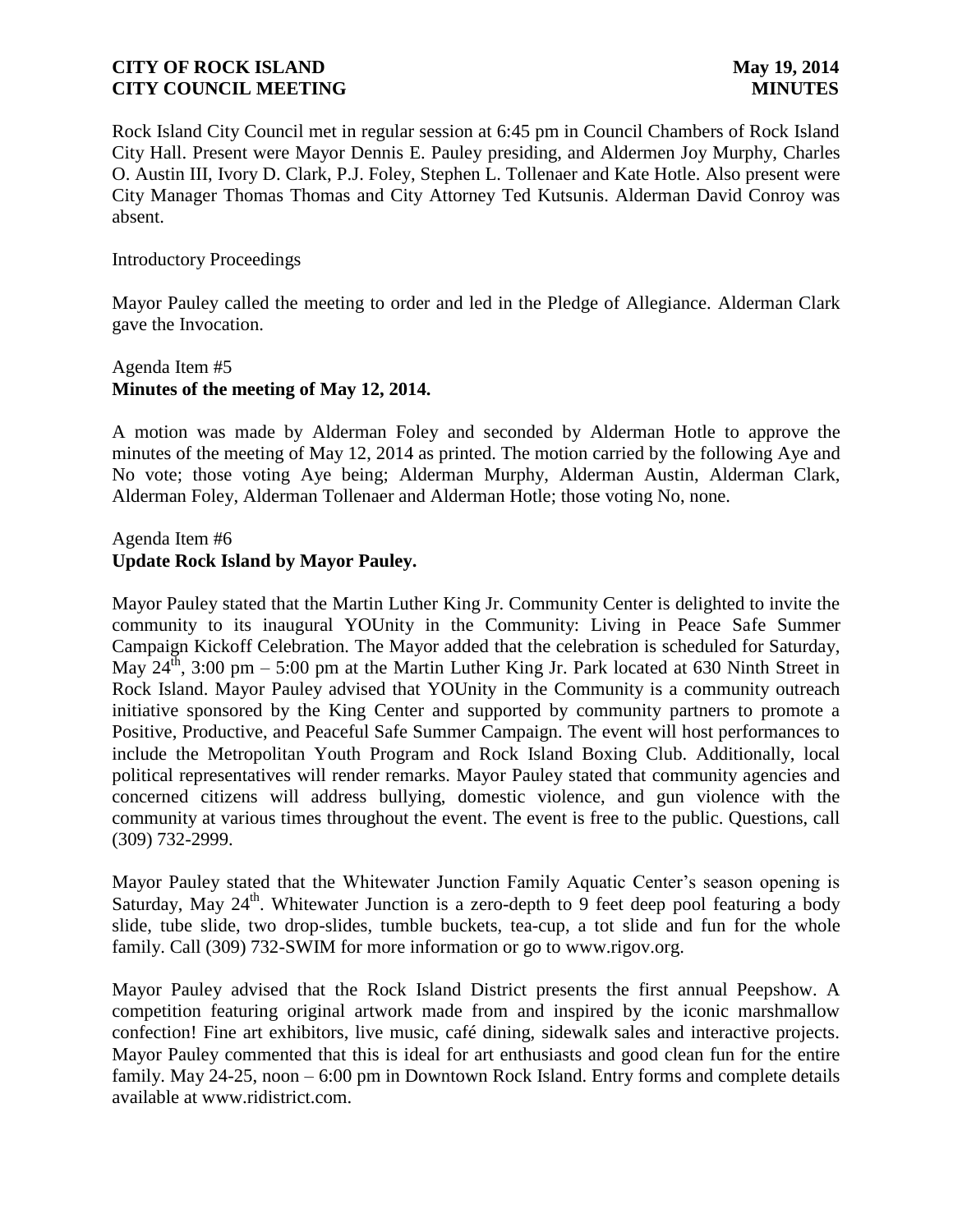Rock Island City Council met in regular session at 6:45 pm in Council Chambers of Rock Island City Hall. Present were Mayor Dennis E. Pauley presiding, and Aldermen Joy Murphy, Charles O. Austin III, Ivory D. Clark, P.J. Foley, Stephen L. Tollenaer and Kate Hotle. Also present were City Manager Thomas Thomas and City Attorney Ted Kutsunis. Alderman David Conroy was absent.

Introductory Proceedings

Mayor Pauley called the meeting to order and led in the Pledge of Allegiance. Alderman Clark gave the Invocation.

Agenda Item #5
**Minutes of the meeting of May 12, 2014.**

A motion was made by Alderman Foley and seconded by Alderman Hotle to approve the minutes of the meeting of May 12, 2014 as printed. The motion carried by the following Aye and No vote; those voting Aye being; Alderman Murphy, Alderman Austin, Alderman Clark, Alderman Foley, Alderman Tollenaer and Alderman Hotle; those voting No, none.

Agenda Item #6
**Update Rock Island by Mayor Pauley.**

Mayor Pauley stated that the Martin Luther King Jr. Community Center is delighted to invite the community to its inaugural YOUnity in the Community: Living in Peace Safe Summer Campaign Kickoff Celebration. The Mayor added that the celebration is scheduled for Saturday, May 24th, 3:00 pm – 5:00 pm at the Martin Luther King Jr. Park located at 630 Ninth Street in Rock Island. Mayor Pauley advised that YOUnity in the Community is a community outreach initiative sponsored by the King Center and supported by community partners to promote a Positive, Productive, and Peaceful Safe Summer Campaign. The event will host performances to include the Metropolitan Youth Program and Rock Island Boxing Club. Additionally, local political representatives will render remarks. Mayor Pauley stated that community agencies and concerned citizens will address bullying, domestic violence, and gun violence with the community at various times throughout the event. The event is free to the public. Questions, call (309) 732-2999.

Mayor Pauley stated that the Whitewater Junction Family Aquatic Center's season opening is Saturday, May 24th. Whitewater Junction is a zero-depth to 9 feet deep pool featuring a body slide, tube slide, two drop-slides, tumble buckets, tea-cup, a tot slide and fun for the whole family. Call (309) 732-SWIM for more information or go to www.rigov.org.

Mayor Pauley advised that the Rock Island District presents the first annual Peepshow. A competition featuring original artwork made from and inspired by the iconic marshmallow confection! Fine art exhibitors, live music, café dining, sidewalk sales and interactive projects. Mayor Pauley commented that this is ideal for art enthusiasts and good clean fun for the entire family. May 24-25, noon – 6:00 pm in Downtown Rock Island. Entry forms and complete details available at www.ridistrict.com.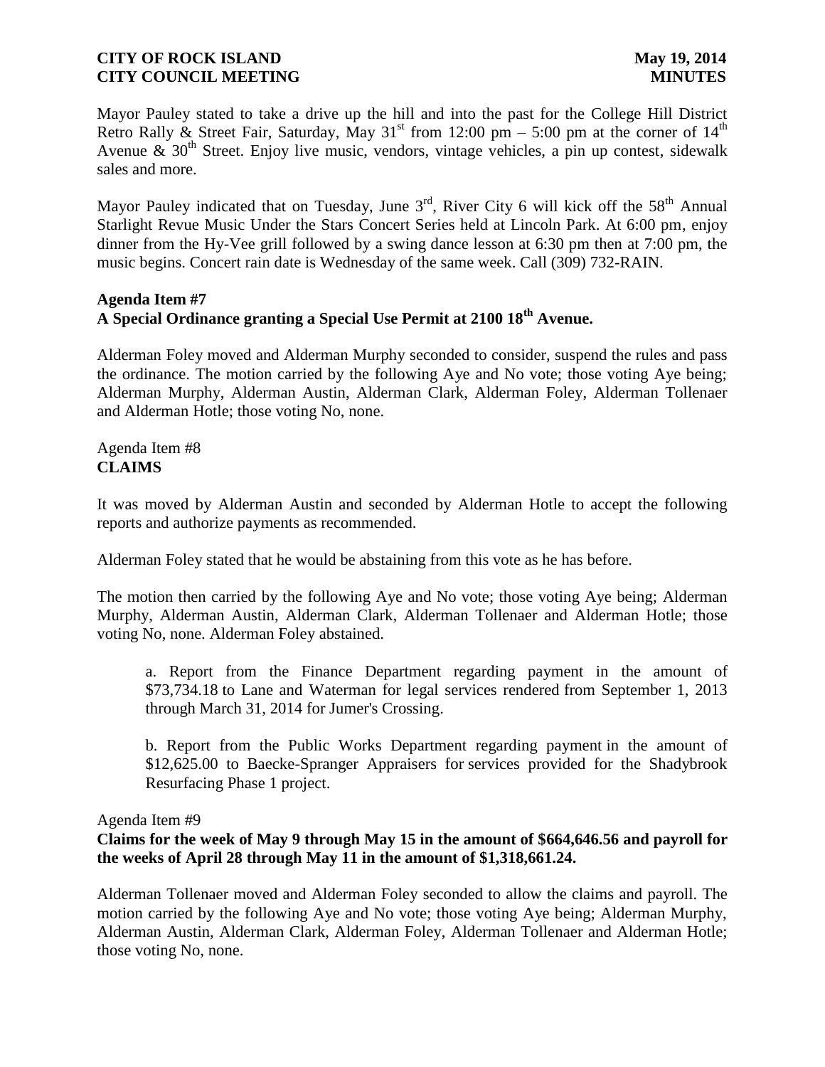Mayor Pauley stated to take a drive up the hill and into the past for the College Hill District Retro Rally & Street Fair, Saturday, May 31st from 12:00 pm – 5:00 pm at the corner of 14th Avenue & 30th Street. Enjoy live music, vendors, vintage vehicles, a pin up contest, sidewalk sales and more.

Mayor Pauley indicated that on Tuesday, June 3rd, River City 6 will kick off the 58th Annual Starlight Revue Music Under the Stars Concert Series held at Lincoln Park. At 6:00 pm, enjoy dinner from the Hy-Vee grill followed by a swing dance lesson at 6:30 pm then at 7:00 pm, the music begins. Concert rain date is Wednesday of the same week. Call (309) 732-RAIN.

**Agenda Item #7**
**A Special Ordinance granting a Special Use Permit at 2100 18th Avenue.**

Alderman Foley moved and Alderman Murphy seconded to consider, suspend the rules and pass the ordinance. The motion carried by the following Aye and No vote; those voting Aye being; Alderman Murphy, Alderman Austin, Alderman Clark, Alderman Foley, Alderman Tollenaer and Alderman Hotle; those voting No, none.

Agenda Item #8
**CLAIMS**

It was moved by Alderman Austin and seconded by Alderman Hotle to accept the following reports and authorize payments as recommended.

Alderman Foley stated that he would be abstaining from this vote as he has before.

The motion then carried by the following Aye and No vote; those voting Aye being; Alderman Murphy, Alderman Austin, Alderman Clark, Alderman Tollenaer and Alderman Hotle; those voting No, none. Alderman Foley abstained.

a. Report from the Finance Department regarding payment in the amount of $73,734.18 to Lane and Waterman for legal services rendered from September 1, 2013 through March 31, 2014 for Jumer's Crossing.

b. Report from the Public Works Department regarding payment in the amount of $12,625.00 to Baecke-Spranger Appraisers for services provided for the Shadybrook Resurfacing Phase 1 project.

Agenda Item #9
**Claims for the week of May 9 through May 15 in the amount of $664,646.56 and payroll for the weeks of April 28 through May 11 in the amount of $1,318,661.24.**

Alderman Tollenaer moved and Alderman Foley seconded to allow the claims and payroll. The motion carried by the following Aye and No vote; those voting Aye being; Alderman Murphy, Alderman Austin, Alderman Clark, Alderman Foley, Alderman Tollenaer and Alderman Hotle; those voting No, none.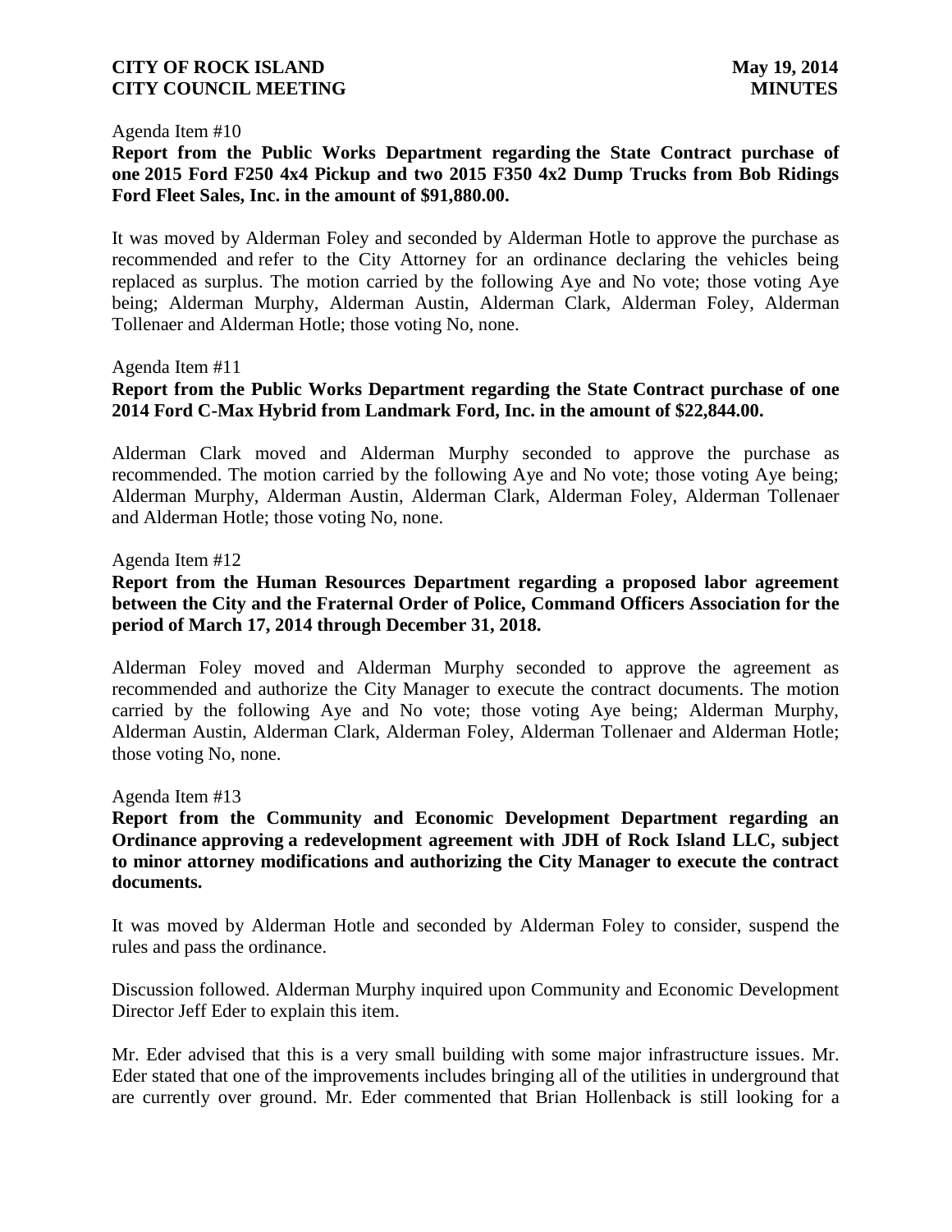Agenda Item #10

**Report from the Public Works Department regarding the State Contract purchase of one 2015 Ford F250 4x4 Pickup and two 2015 F350 4x2 Dump Trucks from Bob Ridings Ford Fleet Sales, Inc. in the amount of $91,880.00.**

It was moved by Alderman Foley and seconded by Alderman Hotle to approve the purchase as recommended and refer to the City Attorney for an ordinance declaring the vehicles being replaced as surplus. The motion carried by the following Aye and No vote; those voting Aye being; Alderman Murphy, Alderman Austin, Alderman Clark, Alderman Foley, Alderman Tollenaer and Alderman Hotle; those voting No, none.

Agenda Item #11

**Report from the Public Works Department regarding the State Contract purchase of one 2014 Ford C-Max Hybrid from Landmark Ford, Inc. in the amount of $22,844.00.**

Alderman Clark moved and Alderman Murphy seconded to approve the purchase as recommended. The motion carried by the following Aye and No vote; those voting Aye being; Alderman Murphy, Alderman Austin, Alderman Clark, Alderman Foley, Alderman Tollenaer and Alderman Hotle; those voting No, none.

Agenda Item #12

**Report from the Human Resources Department regarding a proposed labor agreement between the City and the Fraternal Order of Police, Command Officers Association for the period of March 17, 2014 through December 31, 2018.**

Alderman Foley moved and Alderman Murphy seconded to approve the agreement as recommended and authorize the City Manager to execute the contract documents. The motion carried by the following Aye and No vote; those voting Aye being; Alderman Murphy, Alderman Austin, Alderman Clark, Alderman Foley, Alderman Tollenaer and Alderman Hotle; those voting No, none.

Agenda Item #13

**Report from the Community and Economic Development Department regarding an Ordinance approving a redevelopment agreement with JDH of Rock Island LLC, subject to minor attorney modifications and authorizing the City Manager to execute the contract documents.**

It was moved by Alderman Hotle and seconded by Alderman Foley to consider, suspend the rules and pass the ordinance.

Discussion followed. Alderman Murphy inquired upon Community and Economic Development Director Jeff Eder to explain this item.

Mr. Eder advised that this is a very small building with some major infrastructure issues. Mr. Eder stated that one of the improvements includes bringing all of the utilities in underground that are currently over ground. Mr. Eder commented that Brian Hollenback is still looking for a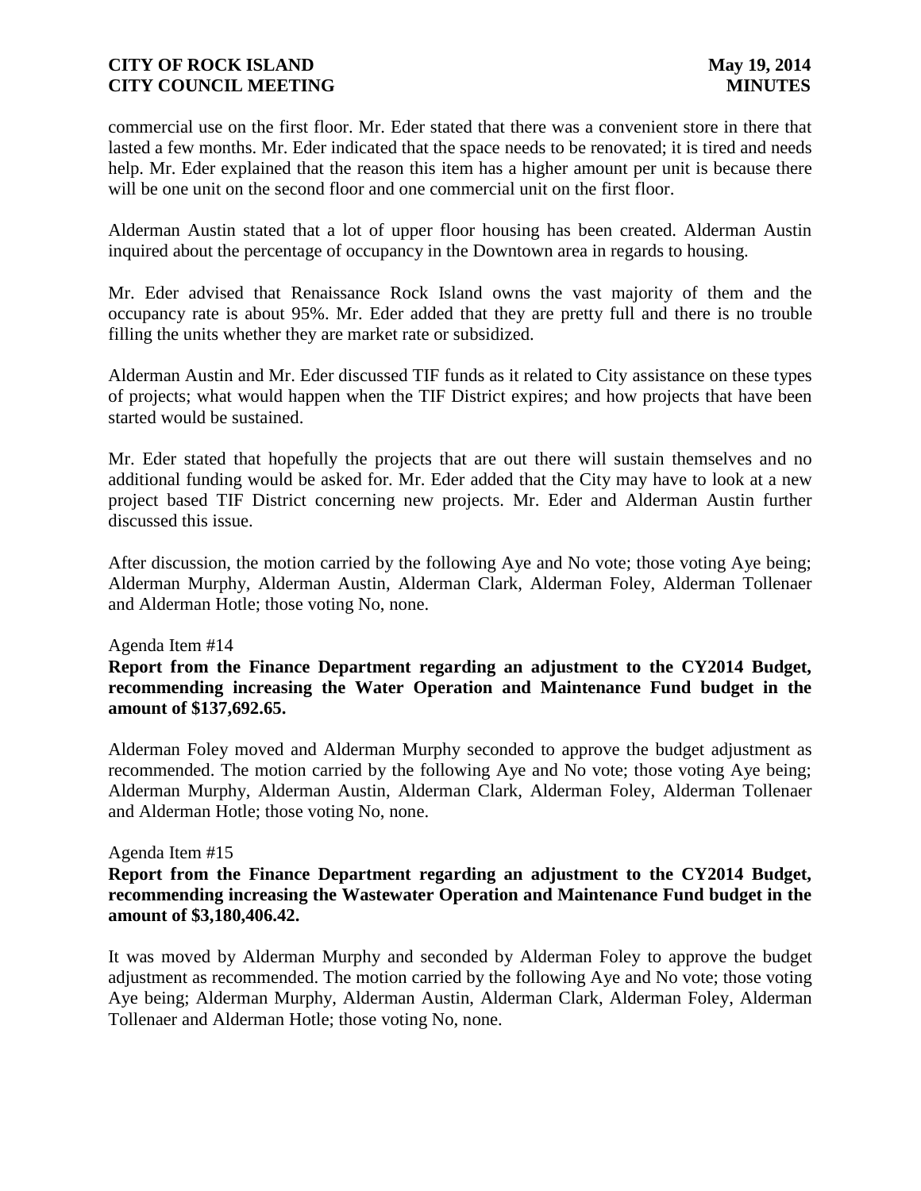commercial use on the first floor. Mr. Eder stated that there was a convenient store in there that lasted a few months. Mr. Eder indicated that the space needs to be renovated; it is tired and needs help. Mr. Eder explained that the reason this item has a higher amount per unit is because there will be one unit on the second floor and one commercial unit on the first floor.

Alderman Austin stated that a lot of upper floor housing has been created. Alderman Austin inquired about the percentage of occupancy in the Downtown area in regards to housing.

Mr. Eder advised that Renaissance Rock Island owns the vast majority of them and the occupancy rate is about 95%. Mr. Eder added that they are pretty full and there is no trouble filling the units whether they are market rate or subsidized.

Alderman Austin and Mr. Eder discussed TIF funds as it related to City assistance on these types of projects; what would happen when the TIF District expires; and how projects that have been started would be sustained.

Mr. Eder stated that hopefully the projects that are out there will sustain themselves and no additional funding would be asked for. Mr. Eder added that the City may have to look at a new project based TIF District concerning new projects. Mr. Eder and Alderman Austin further discussed this issue.

After discussion, the motion carried by the following Aye and No vote; those voting Aye being; Alderman Murphy, Alderman Austin, Alderman Clark, Alderman Foley, Alderman Tollenaer and Alderman Hotle; those voting No, none.

Agenda Item #14

**Report from the Finance Department regarding an adjustment to the CY2014 Budget, recommending increasing the Water Operation and Maintenance Fund budget in the amount of $137,692.65.**

Alderman Foley moved and Alderman Murphy seconded to approve the budget adjustment as recommended. The motion carried by the following Aye and No vote; those voting Aye being; Alderman Murphy, Alderman Austin, Alderman Clark, Alderman Foley, Alderman Tollenaer and Alderman Hotle; those voting No, none.

Agenda Item #15

**Report from the Finance Department regarding an adjustment to the CY2014 Budget, recommending increasing the Wastewater Operation and Maintenance Fund budget in the amount of $3,180,406.42.**

It was moved by Alderman Murphy and seconded by Alderman Foley to approve the budget adjustment as recommended. The motion carried by the following Aye and No vote; those voting Aye being; Alderman Murphy, Alderman Austin, Alderman Clark, Alderman Foley, Alderman Tollenaer and Alderman Hotle; those voting No, none.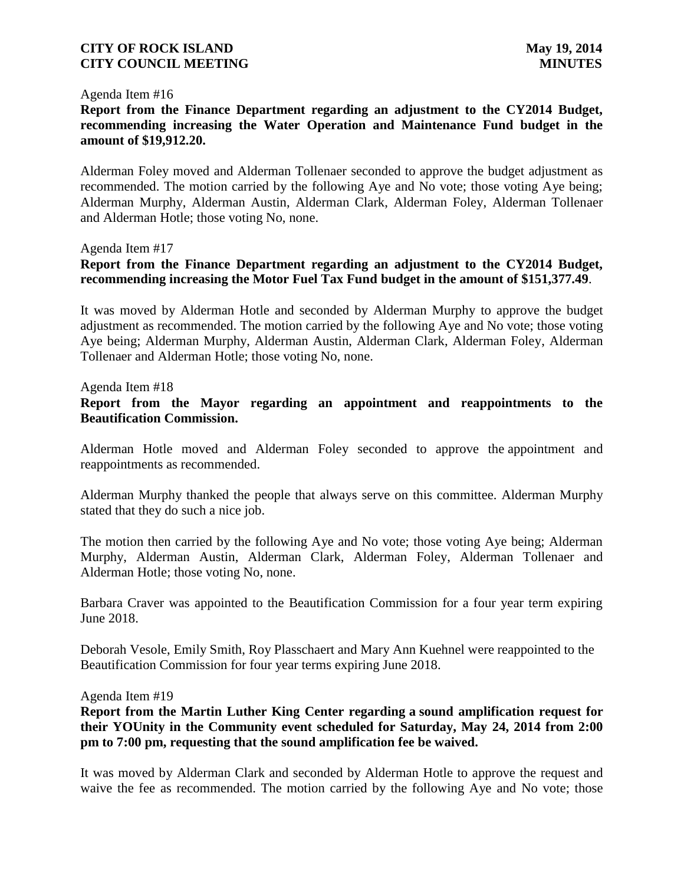Agenda Item #16

**Report from the Finance Department regarding an adjustment to the CY2014 Budget, recommending increasing the Water Operation and Maintenance Fund budget in the amount of $19,912.20.**

Alderman Foley moved and Alderman Tollenaer seconded to approve the budget adjustment as recommended. The motion carried by the following Aye and No vote; those voting Aye being; Alderman Murphy, Alderman Austin, Alderman Clark, Alderman Foley, Alderman Tollenaer and Alderman Hotle; those voting No, none.

Agenda Item #17

**Report from the Finance Department regarding an adjustment to the CY2014 Budget, recommending increasing the Motor Fuel Tax Fund budget in the amount of $151,377.49**.

It was moved by Alderman Hotle and seconded by Alderman Murphy to approve the budget adjustment as recommended. The motion carried by the following Aye and No vote; those voting Aye being; Alderman Murphy, Alderman Austin, Alderman Clark, Alderman Foley, Alderman Tollenaer and Alderman Hotle; those voting No, none.

Agenda Item #18

**Report from the Mayor regarding an appointment and reappointments to the Beautification Commission.**

Alderman Hotle moved and Alderman Foley seconded to approve the appointment and reappointments as recommended.

Alderman Murphy thanked the people that always serve on this committee. Alderman Murphy stated that they do such a nice job.

The motion then carried by the following Aye and No vote; those voting Aye being; Alderman Murphy, Alderman Austin, Alderman Clark, Alderman Foley, Alderman Tollenaer and Alderman Hotle; those voting No, none.

Barbara Craver was appointed to the Beautification Commission for a four year term expiring June 2018.

Deborah Vesole, Emily Smith, Roy Plasschaert and Mary Ann Kuehnel were reappointed to the Beautification Commission for four year terms expiring June 2018.

Agenda Item #19

**Report from the Martin Luther King Center regarding a sound amplification request for their YOUnity in the Community event scheduled for Saturday, May 24, 2014 from 2:00 pm to 7:00 pm, requesting that the sound amplification fee be waived.**

It was moved by Alderman Clark and seconded by Alderman Hotle to approve the request and waive the fee as recommended. The motion carried by the following Aye and No vote; those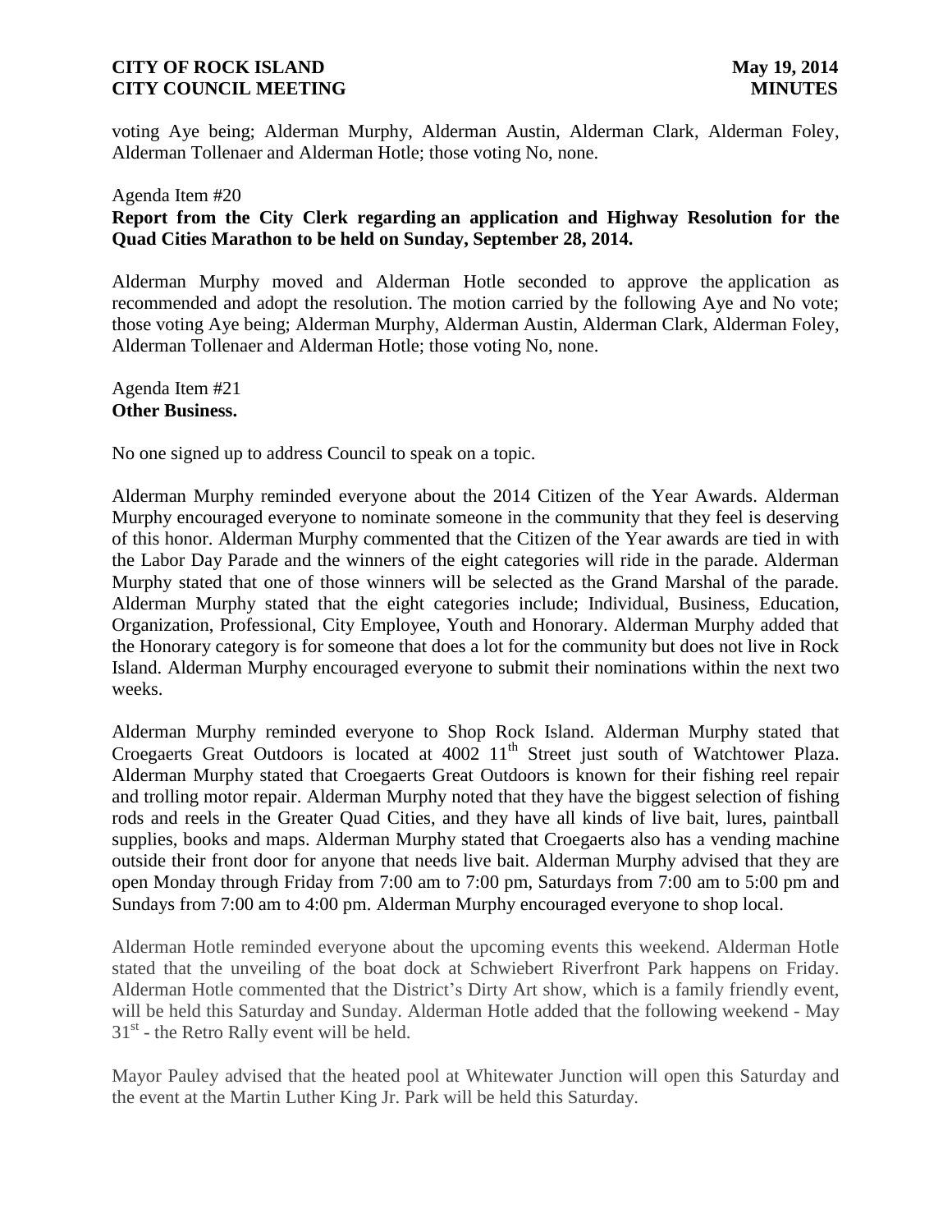voting Aye being; Alderman Murphy, Alderman Austin, Alderman Clark, Alderman Foley, Alderman Tollenaer and Alderman Hotle; those voting No, none.

Agenda Item #20
**Report from the City Clerk regarding an application and Highway Resolution for the Quad Cities Marathon to be held on Sunday, September 28, 2014.**

Alderman Murphy moved and Alderman Hotle seconded to approve the application as recommended and adopt the resolution. The motion carried by the following Aye and No vote; those voting Aye being; Alderman Murphy, Alderman Austin, Alderman Clark, Alderman Foley, Alderman Tollenaer and Alderman Hotle; those voting No, none.

Agenda Item #21
**Other Business.**

No one signed up to address Council to speak on a topic.

Alderman Murphy reminded everyone about the 2014 Citizen of the Year Awards. Alderman Murphy encouraged everyone to nominate someone in the community that they feel is deserving of this honor. Alderman Murphy commented that the Citizen of the Year awards are tied in with the Labor Day Parade and the winners of the eight categories will ride in the parade. Alderman Murphy stated that one of those winners will be selected as the Grand Marshal of the parade. Alderman Murphy stated that the eight categories include; Individual, Business, Education, Organization, Professional, City Employee, Youth and Honorary. Alderman Murphy added that the Honorary category is for someone that does a lot for the community but does not live in Rock Island. Alderman Murphy encouraged everyone to submit their nominations within the next two weeks.

Alderman Murphy reminded everyone to Shop Rock Island. Alderman Murphy stated that Croegaerts Great Outdoors is located at 4002 11th Street just south of Watchtower Plaza. Alderman Murphy stated that Croegaerts Great Outdoors is known for their fishing reel repair and trolling motor repair. Alderman Murphy noted that they have the biggest selection of fishing rods and reels in the Greater Quad Cities, and they have all kinds of live bait, lures, paintball supplies, books and maps. Alderman Murphy stated that Croegaerts also has a vending machine outside their front door for anyone that needs live bait. Alderman Murphy advised that they are open Monday through Friday from 7:00 am to 7:00 pm, Saturdays from 7:00 am to 5:00 pm and Sundays from 7:00 am to 4:00 pm. Alderman Murphy encouraged everyone to shop local.

Alderman Hotle reminded everyone about the upcoming events this weekend. Alderman Hotle stated that the unveiling of the boat dock at Schwiebert Riverfront Park happens on Friday. Alderman Hotle commented that the District's Dirty Art show, which is a family friendly event, will be held this Saturday and Sunday. Alderman Hotle added that the following weekend - May 31st - the Retro Rally event will be held.

Mayor Pauley advised that the heated pool at Whitewater Junction will open this Saturday and the event at the Martin Luther King Jr. Park will be held this Saturday.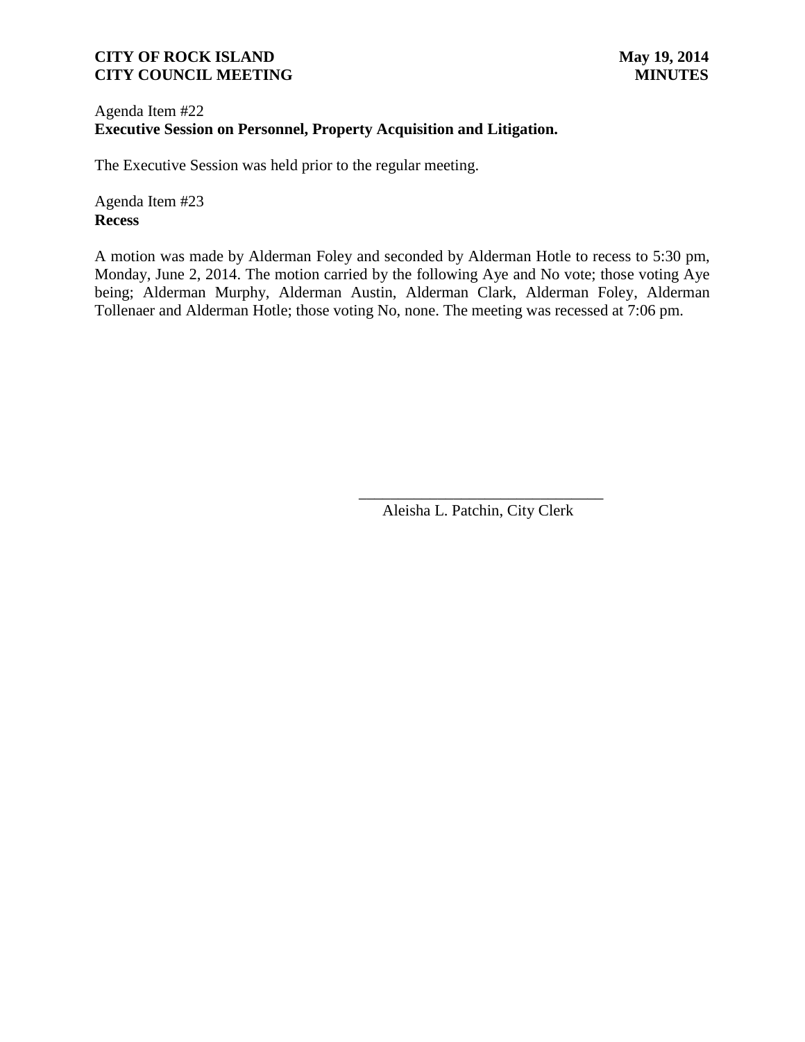Agenda Item #22
**Executive Session on Personnel, Property Acquisition and Litigation.**

The Executive Session was held prior to the regular meeting.

Agenda Item #23
**Recess**

A motion was made by Alderman Foley and seconded by Alderman Hotle to recess to 5:30 pm, Monday, June 2, 2014. The motion carried by the following Aye and No vote; those voting Aye being; Alderman Murphy, Alderman Austin, Alderman Clark, Alderman Foley, Alderman Tollenaer and Alderman Hotle; those voting No, none. The meeting was recessed at 7:06 pm.

\_\_\_\_\_\_\_\_\_\_\_\_\_\_\_\_\_\_\_\_\_\_\_\_\_\_\_\_\_\_\_\_

Aleisha L. Patchin, City Clerk